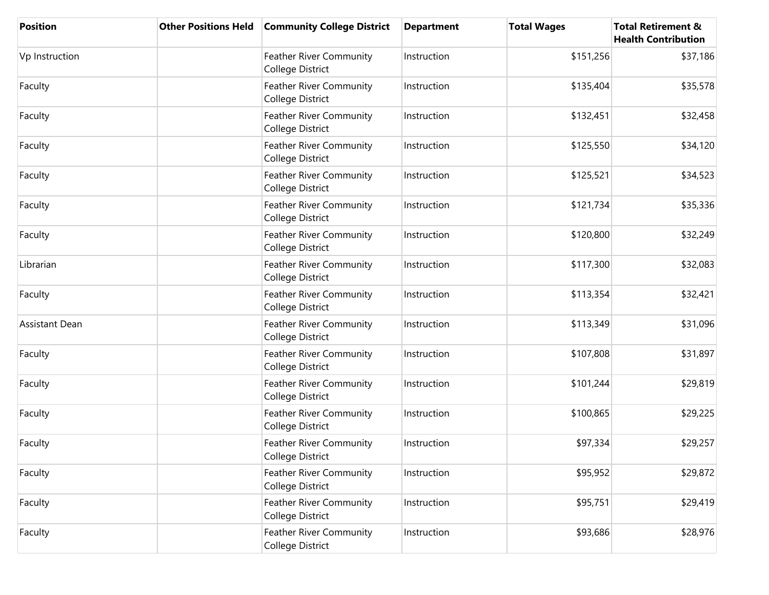| Position | Other Positions Held | Community College District | Department | Total Wages | Total Retirement & Health Contribution |
|---|---|---|---|---|---|
| Vp Instruction | | Feather River Community College District | Instruction | $151,256 | $37,186 |
| Faculty | | Feather River Community College District | Instruction | $135,404 | $35,578 |
| Faculty | | Feather River Community College District | Instruction | $132,451 | $32,458 |
| Faculty | | Feather River Community College District | Instruction | $125,550 | $34,120 |
| Faculty | | Feather River Community College District | Instruction | $125,521 | $34,523 |
| Faculty | | Feather River Community College District | Instruction | $121,734 | $35,336 |
| Faculty | | Feather River Community College District | Instruction | $120,800 | $32,249 |
| Librarian | | Feather River Community College District | Instruction | $117,300 | $32,083 |
| Faculty | | Feather River Community College District | Instruction | $113,354 | $32,421 |
| Assistant Dean | | Feather River Community College District | Instruction | $113,349 | $31,096 |
| Faculty | | Feather River Community College District | Instruction | $107,808 | $31,897 |
| Faculty | | Feather River Community College District | Instruction | $101,244 | $29,819 |
| Faculty | | Feather River Community College District | Instruction | $100,865 | $29,225 |
| Faculty | | Feather River Community College District | Instruction | $97,334 | $29,257 |
| Faculty | | Feather River Community College District | Instruction | $95,952 | $29,872 |
| Faculty | | Feather River Community College District | Instruction | $95,751 | $29,419 |
| Faculty | | Feather River Community College District | Instruction | $93,686 | $28,976 |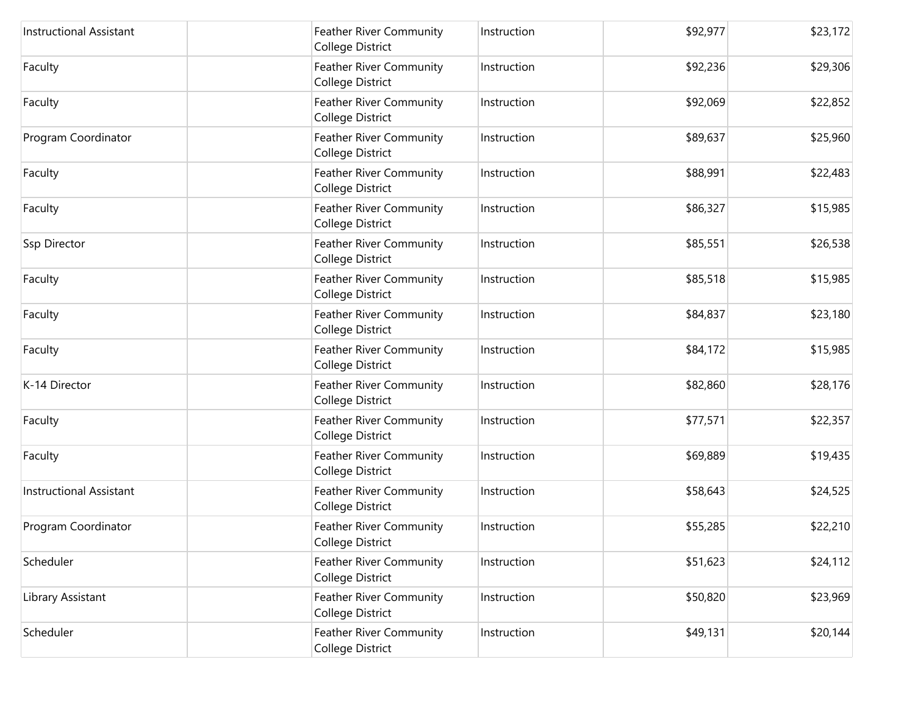| | | | | | |
|---|---|---|---|---|---|
| Instructional Assistant | | Feather River Community College District | Instruction | $92,977 | $23,172 |
| Faculty | | Feather River Community College District | Instruction | $92,236 | $29,306 |
| Faculty | | Feather River Community College District | Instruction | $92,069 | $22,852 |
| Program Coordinator | | Feather River Community College District | Instruction | $89,637 | $25,960 |
| Faculty | | Feather River Community College District | Instruction | $88,991 | $22,483 |
| Faculty | | Feather River Community College District | Instruction | $86,327 | $15,985 |
| Ssp Director | | Feather River Community College District | Instruction | $85,551 | $26,538 |
| Faculty | | Feather River Community College District | Instruction | $85,518 | $15,985 |
| Faculty | | Feather River Community College District | Instruction | $84,837 | $23,180 |
| Faculty | | Feather River Community College District | Instruction | $84,172 | $15,985 |
| K-14 Director | | Feather River Community College District | Instruction | $82,860 | $28,176 |
| Faculty | | Feather River Community College District | Instruction | $77,571 | $22,357 |
| Faculty | | Feather River Community College District | Instruction | $69,889 | $19,435 |
| Instructional Assistant | | Feather River Community College District | Instruction | $58,643 | $24,525 |
| Program Coordinator | | Feather River Community College District | Instruction | $55,285 | $22,210 |
| Scheduler | | Feather River Community College District | Instruction | $51,623 | $24,112 |
| Library Assistant | | Feather River Community College District | Instruction | $50,820 | $23,969 |
| Scheduler | | Feather River Community College District | Instruction | $49,131 | $20,144 |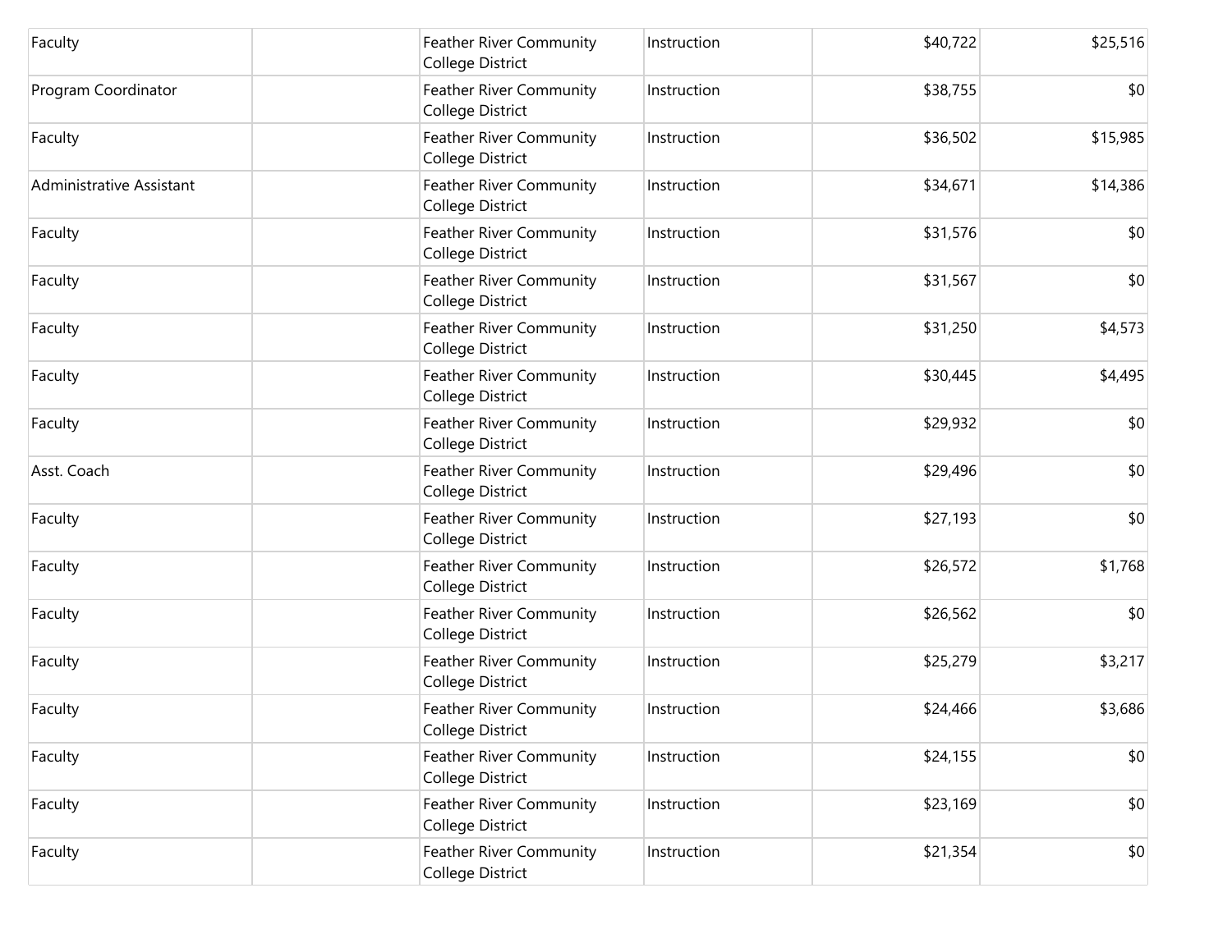| | | | | | |
|---|---|---|---|---|---|
| Faculty | | Feather River Community College District | Instruction | $40,722 | $25,516 |
| Program Coordinator | | Feather River Community College District | Instruction | $38,755 | $0 |
| Faculty | | Feather River Community College District | Instruction | $36,502 | $15,985 |
| Administrative Assistant | | Feather River Community College District | Instruction | $34,671 | $14,386 |
| Faculty | | Feather River Community College District | Instruction | $31,576 | $0 |
| Faculty | | Feather River Community College District | Instruction | $31,567 | $0 |
| Faculty | | Feather River Community College District | Instruction | $31,250 | $4,573 |
| Faculty | | Feather River Community College District | Instruction | $30,445 | $4,495 |
| Faculty | | Feather River Community College District | Instruction | $29,932 | $0 |
| Asst. Coach | | Feather River Community College District | Instruction | $29,496 | $0 |
| Faculty | | Feather River Community College District | Instruction | $27,193 | $0 |
| Faculty | | Feather River Community College District | Instruction | $26,572 | $1,768 |
| Faculty | | Feather River Community College District | Instruction | $26,562 | $0 |
| Faculty | | Feather River Community College District | Instruction | $25,279 | $3,217 |
| Faculty | | Feather River Community College District | Instruction | $24,466 | $3,686 |
| Faculty | | Feather River Community College District | Instruction | $24,155 | $0 |
| Faculty | | Feather River Community College District | Instruction | $23,169 | $0 |
| Faculty | | Feather River Community College District | Instruction | $21,354 | $0 |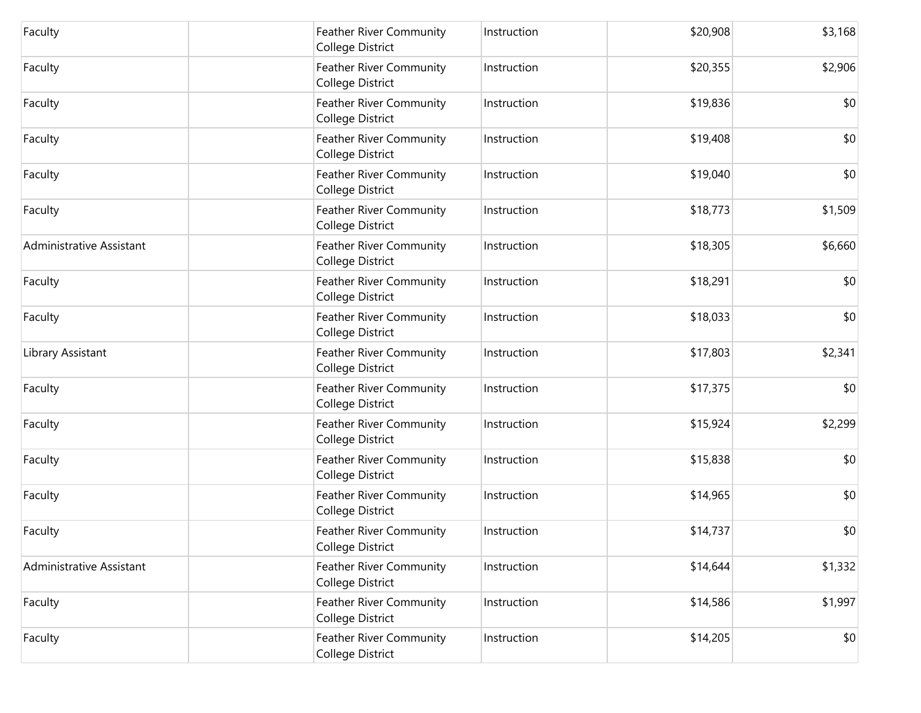| | | | | | |
|---|---|---|---|---|---|
| Faculty | | Feather River Community College District | Instruction | $20,908 | $3,168 |
| Faculty | | Feather River Community College District | Instruction | $20,355 | $2,906 |
| Faculty | | Feather River Community College District | Instruction | $19,836 | $0 |
| Faculty | | Feather River Community College District | Instruction | $19,408 | $0 |
| Faculty | | Feather River Community College District | Instruction | $19,040 | $0 |
| Faculty | | Feather River Community College District | Instruction | $18,773 | $1,509 |
| Administrative Assistant | | Feather River Community College District | Instruction | $18,305 | $6,660 |
| Faculty | | Feather River Community College District | Instruction | $18,291 | $0 |
| Faculty | | Feather River Community College District | Instruction | $18,033 | $0 |
| Library Assistant | | Feather River Community College District | Instruction | $17,803 | $2,341 |
| Faculty | | Feather River Community College District | Instruction | $17,375 | $0 |
| Faculty | | Feather River Community College District | Instruction | $15,924 | $2,299 |
| Faculty | | Feather River Community College District | Instruction | $15,838 | $0 |
| Faculty | | Feather River Community College District | Instruction | $14,965 | $0 |
| Faculty | | Feather River Community College District | Instruction | $14,737 | $0 |
| Administrative Assistant | | Feather River Community College District | Instruction | $14,644 | $1,332 |
| Faculty | | Feather River Community College District | Instruction | $14,586 | $1,997 |
| Faculty | | Feather River Community College District | Instruction | $14,205 | $0 |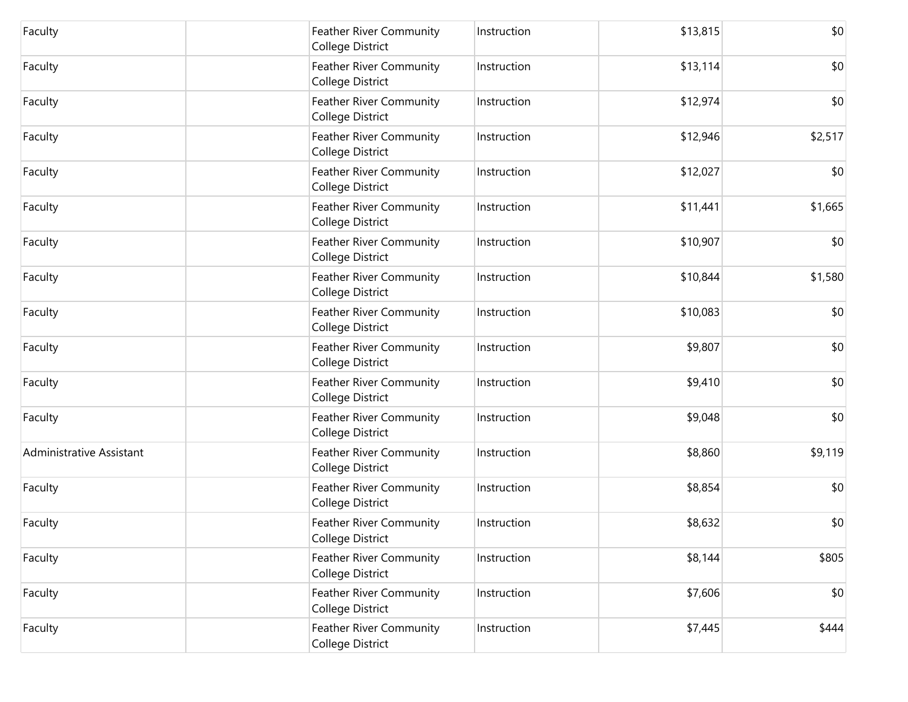| | | | | | |
|---|---|---|---|---|---|
| Faculty | | Feather River Community College District | Instruction | $13,815 | $0 |
| Faculty | | Feather River Community College District | Instruction | $13,114 | $0 |
| Faculty | | Feather River Community College District | Instruction | $12,974 | $0 |
| Faculty | | Feather River Community College District | Instruction | $12,946 | $2,517 |
| Faculty | | Feather River Community College District | Instruction | $12,027 | $0 |
| Faculty | | Feather River Community College District | Instruction | $11,441 | $1,665 |
| Faculty | | Feather River Community College District | Instruction | $10,907 | $0 |
| Faculty | | Feather River Community College District | Instruction | $10,844 | $1,580 |
| Faculty | | Feather River Community College District | Instruction | $10,083 | $0 |
| Faculty | | Feather River Community College District | Instruction | $9,807 | $0 |
| Faculty | | Feather River Community College District | Instruction | $9,410 | $0 |
| Faculty | | Feather River Community College District | Instruction | $9,048 | $0 |
| Administrative Assistant | | Feather River Community College District | Instruction | $8,860 | $9,119 |
| Faculty | | Feather River Community College District | Instruction | $8,854 | $0 |
| Faculty | | Feather River Community College District | Instruction | $8,632 | $0 |
| Faculty | | Feather River Community College District | Instruction | $8,144 | $805 |
| Faculty | | Feather River Community College District | Instruction | $7,606 | $0 |
| Faculty | | Feather River Community College District | Instruction | $7,445 | $444 |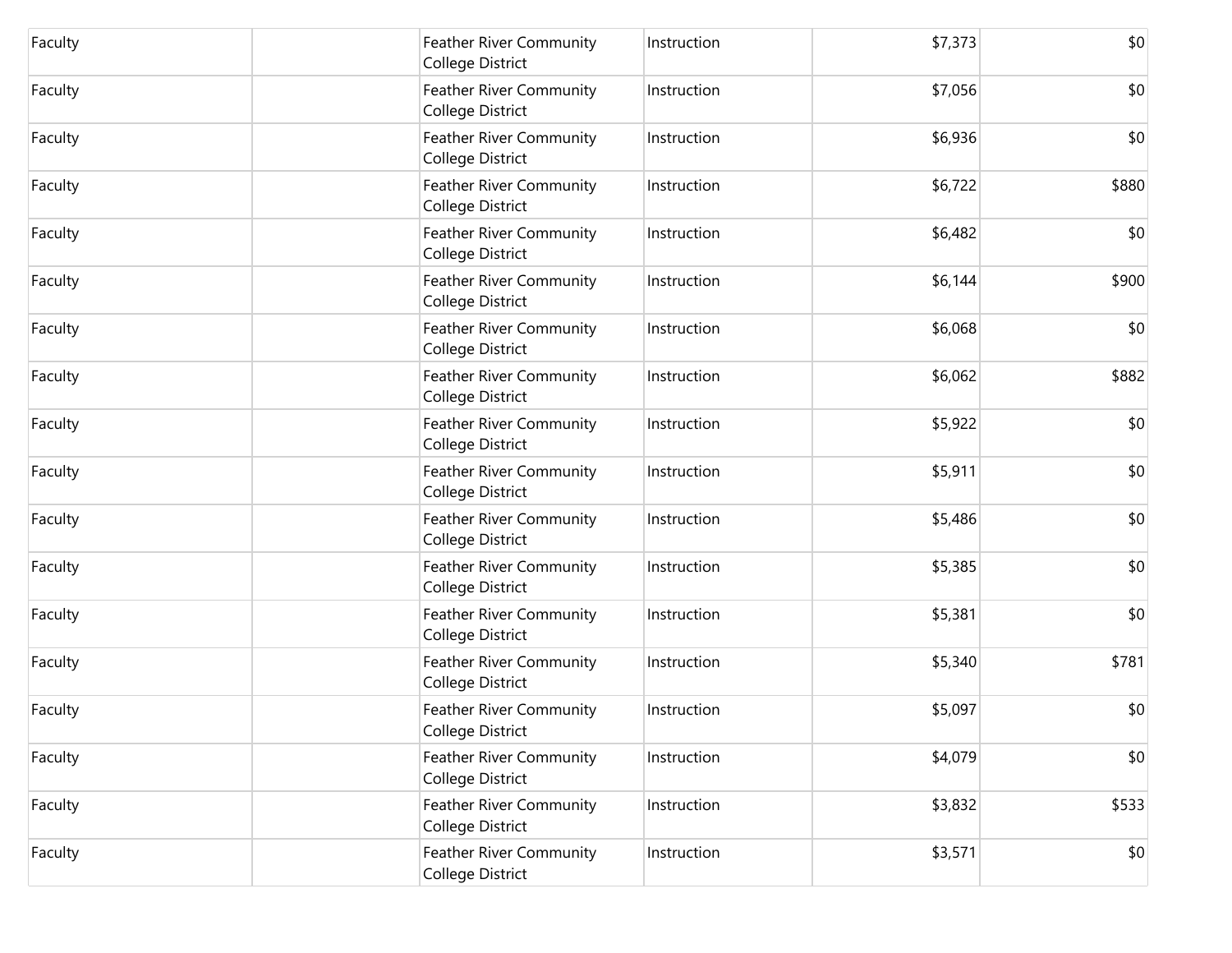| | | | | | |
|---|---|---|---|---|---|
| Faculty | | Feather River Community College District | Instruction | $7,373 | $0 |
| Faculty | | Feather River Community College District | Instruction | $7,056 | $0 |
| Faculty | | Feather River Community College District | Instruction | $6,936 | $0 |
| Faculty | | Feather River Community College District | Instruction | $6,722 | $880 |
| Faculty | | Feather River Community College District | Instruction | $6,482 | $0 |
| Faculty | | Feather River Community College District | Instruction | $6,144 | $900 |
| Faculty | | Feather River Community College District | Instruction | $6,068 | $0 |
| Faculty | | Feather River Community College District | Instruction | $6,062 | $882 |
| Faculty | | Feather River Community College District | Instruction | $5,922 | $0 |
| Faculty | | Feather River Community College District | Instruction | $5,911 | $0 |
| Faculty | | Feather River Community College District | Instruction | $5,486 | $0 |
| Faculty | | Feather River Community College District | Instruction | $5,385 | $0 |
| Faculty | | Feather River Community College District | Instruction | $5,381 | $0 |
| Faculty | | Feather River Community College District | Instruction | $5,340 | $781 |
| Faculty | | Feather River Community College District | Instruction | $5,097 | $0 |
| Faculty | | Feather River Community College District | Instruction | $4,079 | $0 |
| Faculty | | Feather River Community College District | Instruction | $3,832 | $533 |
| Faculty | | Feather River Community College District | Instruction | $3,571 | $0 |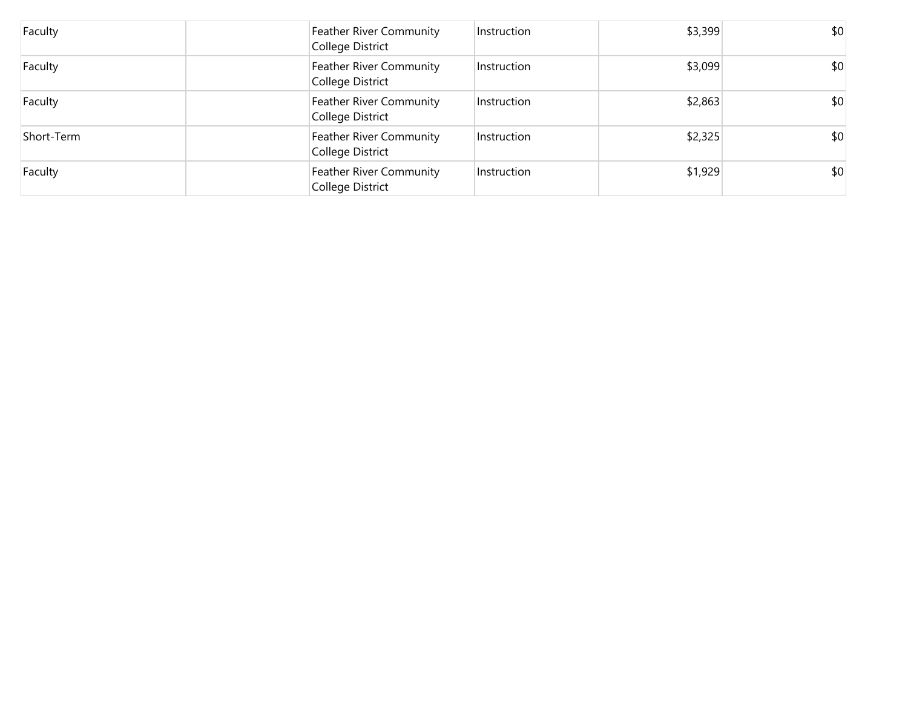| | | | | | |
|---|---|---|---|---|---|
| Faculty | | Feather River Community College District | Instruction | $3,399 | $0 |
| Faculty | | Feather River Community College District | Instruction | $3,099 | $0 |
| Faculty | | Feather River Community College District | Instruction | $2,863 | $0 |
| Short-Term | | Feather River Community College District | Instruction | $2,325 | $0 |
| Faculty | | Feather River Community College District | Instruction | $1,929 | $0 |